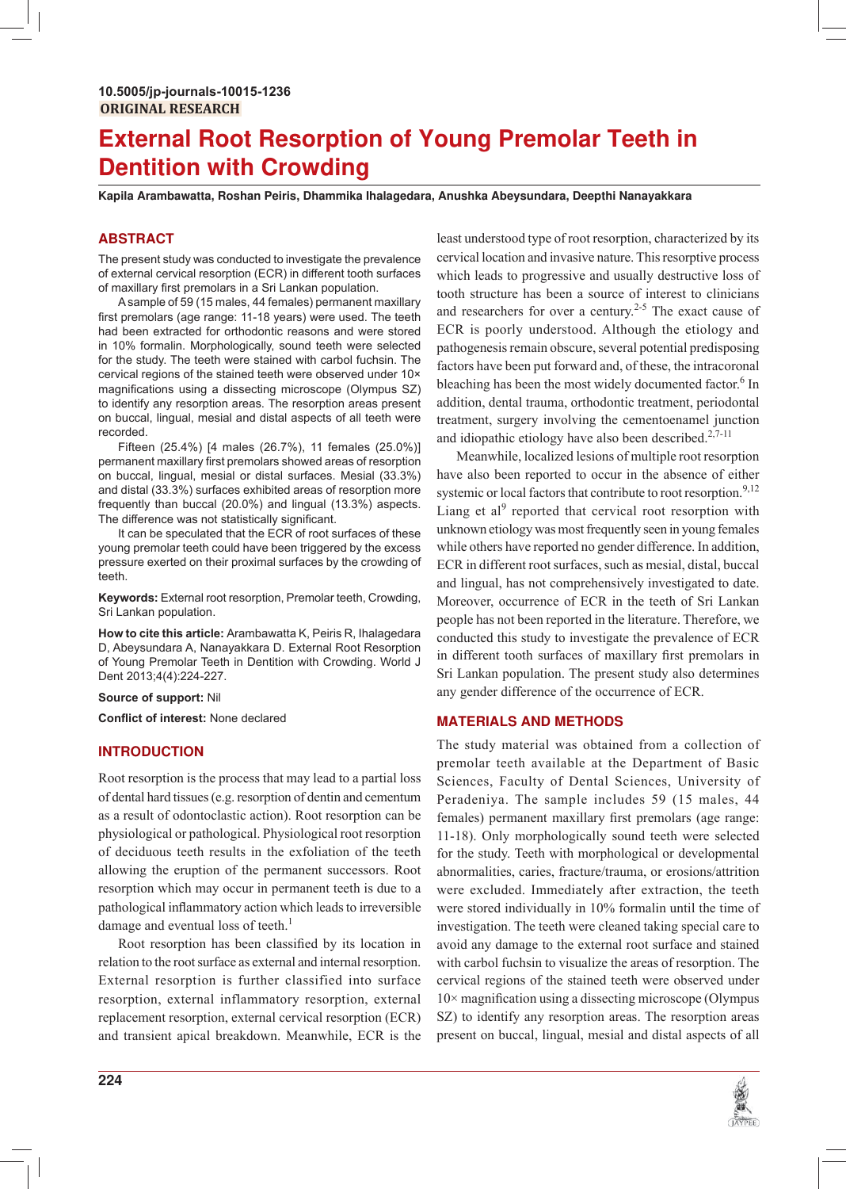10.5005/jp-journals-10015-1236

**ORIGINAL RESEARCH**

# External Root Resorption of Young Premolar Teeth in Dentition with Crowding

**Kapila Arambawatta, Roshan Peiris, Dhammika Ihalagedara, Anushka Abeysundara, Deepthi Nanayakkara**

## ABSTRACT

The present study was conducted to investigate the prevalence of external cervical resorption (ECR) in different tooth surfaces of maxillary first premolars in a Sri Lankan population.

A sample of 59 (15 males, 44 females) permanent maxillary first premolars (age range: 11-18 years) were used. The teeth had been extracted for orthodontic reasons and were stored in 10% formalin. Morphologically, sound teeth were selected for the study. The teeth were stained with carbol fuchsin. The cervical regions of the stained teeth were observed under 10× magnifications using a dissecting microscope (Olympus SZ) to identify any resorption areas. The resorption areas present on buccal, lingual, mesial and distal aspects of all teeth were recorded.

Fifteen (25.4%) [4 males (26.7%), 11 females (25.0%)] permanent maxillary first premolars showed areas of resorption on buccal, lingual, mesial or distal surfaces. Mesial (33.3%) and distal (33.3%) surfaces exhibited areas of resorption more frequently than buccal (20.0%) and lingual (13.3%) aspects. The difference was not statistically significant.

It can be speculated that the ECR of root surfaces of these young premolar teeth could have been triggered by the excess pressure exerted on their proximal surfaces by the crowding of teeth.

**Keywords:** External root resorption, Premolar teeth, Crowding, Sri Lankan population.

**How to cite this article:** Arambawatta K, Peiris R, Ihalagedara D, Abeysundara A, Nanayakkara D. External Root Resorption of Young Premolar Teeth in Dentition with Crowding. World J Dent 2013;4(4):224-227.

**Source of support:** Nil

**Conflict of interest:** None declared

## INTRODUCTION

Root resorption is the process that may lead to a partial loss of dental hard tissues (e.g. resorption of dentin and cementum as a result of odontoclastic action). Root resorption can be physiological or pathological. Physiological root resorption of deciduous teeth results in the exfoliation of the teeth allowing the eruption of the permanent successors. Root resorption which may occur in permanent teeth is due to a pathological inflammatory action which leads to irreversible damage and eventual loss of teeth.[1]

Root resorption has been classified by its location in relation to the root surface as external and internal resorption. External resorption is further classified into surface resorption, external inflammatory resorption, external replacement resorption, external cervical resorption (ECR) and transient apical breakdown. Meanwhile, ECR is the least understood type of root resorption, characterized by its cervical location and invasive nature. This resorptive process which leads to progressive and usually destructive loss of tooth structure has been a source of interest to clinicians and researchers for over a century.[2-5] The exact cause of ECR is poorly understood. Although the etiology and pathogenesis remain obscure, several potential predisposing factors have been put forward and, of these, the intracoronal bleaching has been the most widely documented factor.[6] In addition, dental trauma, orthodontic treatment, periodontal treatment, surgery involving the cementoenamel junction and idiopathic etiology have also been described.[2,7-11]

Meanwhile, localized lesions of multiple root resorption have also been reported to occur in the absence of either systemic or local factors that contribute to root resorption.[9,12] Liang et al[9] reported that cervical root resorption with unknown etiology was most frequently seen in young females while others have reported no gender difference. In addition, ECR in different root surfaces, such as mesial, distal, buccal and lingual, has not been comprehensively investigated to date. Moreover, occurrence of ECR in the teeth of Sri Lankan people has not been reported in the literature. Therefore, we conducted this study to investigate the prevalence of ECR in different tooth surfaces of maxillary first premolars in Sri Lankan population. The present study also determines any gender difference of the occurrence of ECR.

## MATERIALS AND METHODS

The study material was obtained from a collection of premolar teeth available at the Department of Basic Sciences, Faculty of Dental Sciences, University of Peradeniya. The sample includes 59 (15 males, 44 females) permanent maxillary first premolars (age range: 11-18). Only morphologically sound teeth were selected for the study. Teeth with morphological or developmental abnormalities, caries, fracture/trauma, or erosions/attrition were excluded. Immediately after extraction, the teeth were stored individually in 10% formalin until the time of investigation. The teeth were cleaned taking special care to avoid any damage to the external root surface and stained with carbol fuchsin to visualize the areas of resorption. The cervical regions of the stained teeth were observed under 10× magnification using a dissecting microscope (Olympus SZ) to identify any resorption areas. The resorption areas present on buccal, lingual, mesial and distal aspects of all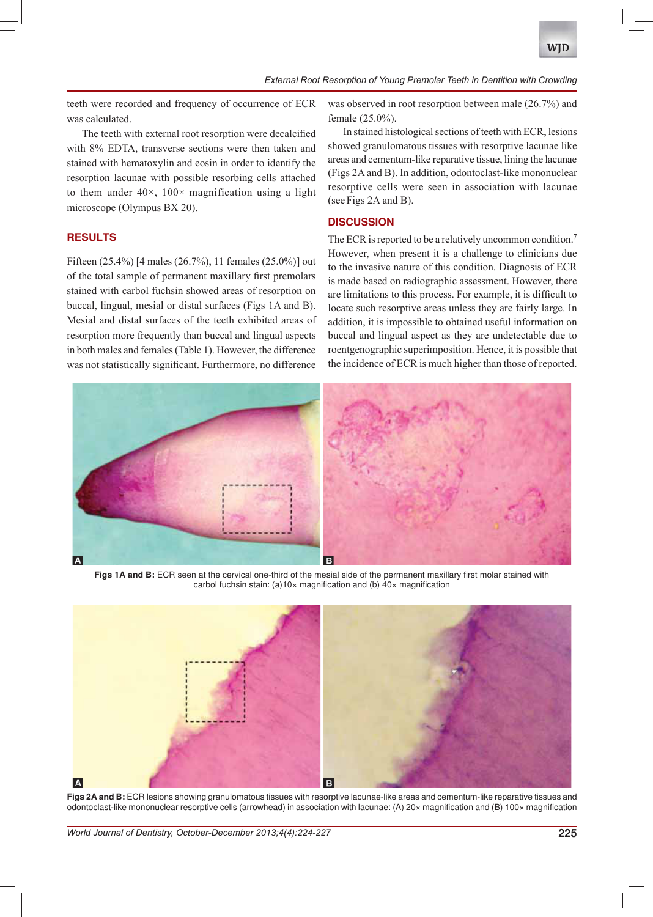teeth were recorded and frequency of occurrence of ECR was calculated.

The teeth with external root resorption were decalcified with 8% EDTA, transverse sections were then taken and stained with hematoxylin and eosin in order to identify the resorption lacunae with possible resorbing cells attached to them under 40×, 100× magnification using a light microscope (Olympus BX 20).

## RESULTS

Fifteen (25.4%) [4 males (26.7%), 11 females (25.0%)] out of the total sample of permanent maxillary first premolars stained with carbol fuchsin showed areas of resorption on buccal, lingual, mesial or distal surfaces (Figs 1A and B). Mesial and distal surfaces of the teeth exhibited areas of resorption more frequently than buccal and lingual aspects in both males and females (Table 1). However, the difference was not statistically significant. Furthermore, no difference was observed in root resorption between male (26.7%) and female (25.0%).

In stained histological sections of teeth with ECR, lesions showed granulomatous tissues with resorptive lacunae like areas and cementum-like reparative tissue, lining the lacunae (Figs 2A and B). In addition, odontoclast-like mononuclear resorptive cells were seen in association with lacunae (see Figs 2A and B).

## DISCUSSION

The ECR is reported to be a relatively uncommon condition.[7] However, when present it is a challenge to clinicians due to the invasive nature of this condition. Diagnosis of ECR is made based on radiographic assessment. However, there are limitations to this process. For example, it is difficult to locate such resorptive areas unless they are fairly large. In addition, it is impossible to obtained useful information on buccal and lingual aspect as they are undetectable due to roentgenographic superimposition. Hence, it is possible that the incidence of ECR is much higher than those of reported.

**Figs 1A and B:** ECR seen at the cervical one-third of the mesial side of the permanent maxillary first molar stained with carbol fuchsin stain: (a)10× magnification and (b) 40× magnification

**Figs 2A and B:** ECR lesions showing granulomatous tissues with resorptive lacunae-like areas and cementum-like reparative tissues and odontoclast-like mononuclear resorptive cells (arrowhead) in association with lacunae: (A) 20× magnification and (B) 100× magnification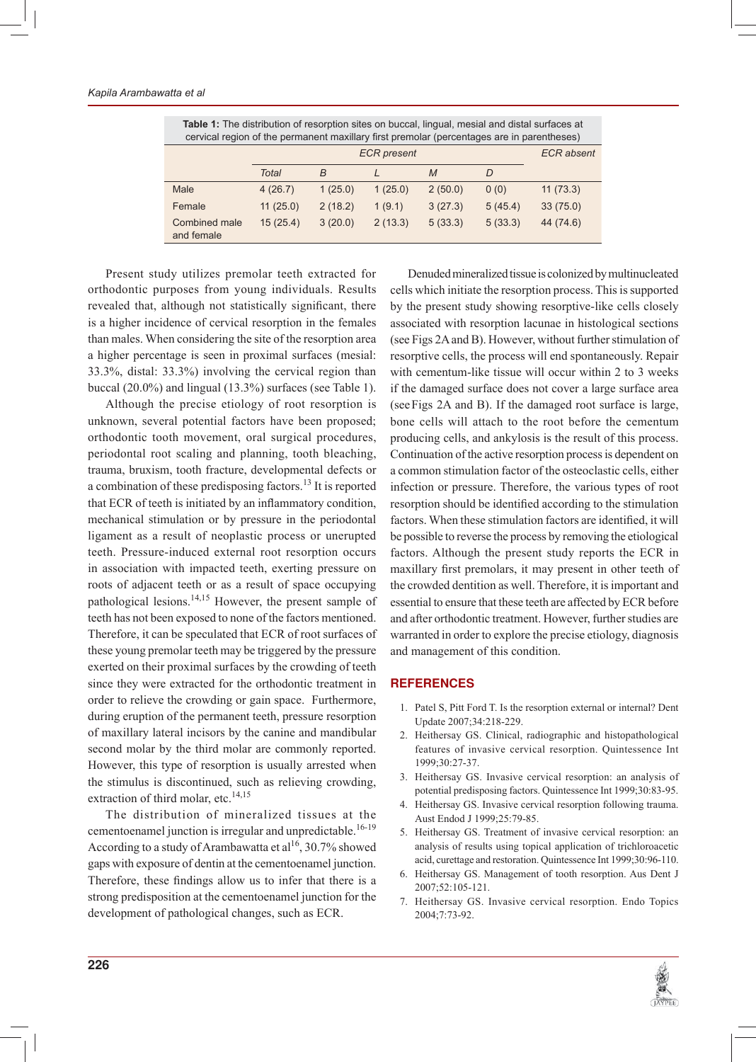**Table 1:** The distribution of resorption sites on buccal, lingual, mesial and distal surfaces at cervical region of the permanent maxillary first premolar (percentages are in parentheses)

| | *ECR present* | | | | | *ECR absent* |
|---|---|---|---|---|---|---|
| | *Total* | *B* | *L* | *M* | *D* | |
| Male | 4 (26.7) | 1 (25.0) | 1 (25.0) | 2 (50.0) | 0 (0) | 11 (73.3) |
| Female | 11 (25.0) | 2 (18.2) | 1 (9.1) | 3 (27.3) | 5 (45.4) | 33 (75.0) |
| Combined male and female | 15 (25.4) | 3 (20.0) | 2 (13.3) | 5 (33.3) | 5 (33.3) | 44 (74.6) |

Present study utilizes premolar teeth extracted for orthodontic purposes from young individuals. Results revealed that, although not statistically significant, there is a higher incidence of cervical resorption in the females than males. When considering the site of the resorption area a higher percentage is seen in proximal surfaces (mesial: 33.3%, distal: 33.3%) involving the cervical region than buccal (20.0%) and lingual (13.3%) surfaces (see Table 1).

Although the precise etiology of root resorption is unknown, several potential factors have been proposed; orthodontic tooth movement, oral surgical procedures, periodontal root scaling and planning, tooth bleaching, trauma, bruxism, tooth fracture, developmental defects or a combination of these predisposing factors.[13] It is reported that ECR of teeth is initiated by an inflammatory condition, mechanical stimulation or by pressure in the periodontal ligament as a result of neoplastic process or unerupted teeth. Pressure-induced external root resorption occurs in association with impacted teeth, exerting pressure on roots of adjacent teeth or as a result of space occupying pathological lesions.[14,15] However, the present sample of teeth has not been exposed to none of the factors mentioned. Therefore, it can be speculated that ECR of root surfaces of these young premolar teeth may be triggered by the pressure exerted on their proximal surfaces by the crowding of teeth since they were extracted for the orthodontic treatment in order to relieve the crowding or gain space. Furthermore, during eruption of the permanent teeth, pressure resorption of maxillary lateral incisors by the canine and mandibular second molar by the third molar are commonly reported. However, this type of resorption is usually arrested when the stimulus is discontinued, such as relieving crowding, extraction of third molar, etc.[14,15]

The distribution of mineralized tissues at the cementoenamel junction is irregular and unpredictable.[16-19] According to a study of Arambawatta et al[16], 30.7% showed gaps with exposure of dentin at the cementoenamel junction. Therefore, these findings allow us to infer that there is a strong predisposition at the cementoenamel junction for the development of pathological changes, such as ECR.

Denuded mineralized tissue is colonized by multinucleated cells which initiate the resorption process. This is supported by the present study showing resorptive-like cells closely associated with resorption lacunae in histological sections (see Figs 2A and B). However, without further stimulation of resorptive cells, the process will end spontaneously. Repair with cementum-like tissue will occur within 2 to 3 weeks if the damaged surface does not cover a large surface area (see Figs 2A and B). If the damaged root surface is large, bone cells will attach to the root before the cementum producing cells, and ankylosis is the result of this process. Continuation of the active resorption process is dependent on a common stimulation factor of the osteoclastic cells, either infection or pressure. Therefore, the various types of root resorption should be identified according to the stimulation factors. When these stimulation factors are identified, it will be possible to reverse the process by removing the etiological factors. Although the present study reports the ECR in maxillary first premolars, it may present in other teeth of the crowded dentition as well. Therefore, it is important and essential to ensure that these teeth are affected by ECR before and after orthodontic treatment. However, further studies are warranted in order to explore the precise etiology, diagnosis and management of this condition.

## REFERENCES

1. Patel S, Pitt Ford T. Is the resorption external or internal? Dent Update 2007;34:218-229.
2. Heithersay GS. Clinical, radiographic and histopathological features of invasive cervical resorption. Quintessence Int 1999;30:27-37.
3. Heithersay GS. Invasive cervical resorption: an analysis of potential predisposing factors. Quintessence Int 1999;30:83-95.
4. Heithersay GS. Invasive cervical resorption following trauma. Aust Endod J 1999;25:79-85.
5. Heithersay GS. Treatment of invasive cervical resorption: an analysis of results using topical application of trichloroacetic acid, curettage and restoration. Quintessence Int 1999;30:96-110.
6. Heithersay GS. Management of tooth resorption. Aus Dent J 2007;52:105-121.
7. Heithersay GS. Invasive cervical resorption. Endo Topics 2004;7:73-92.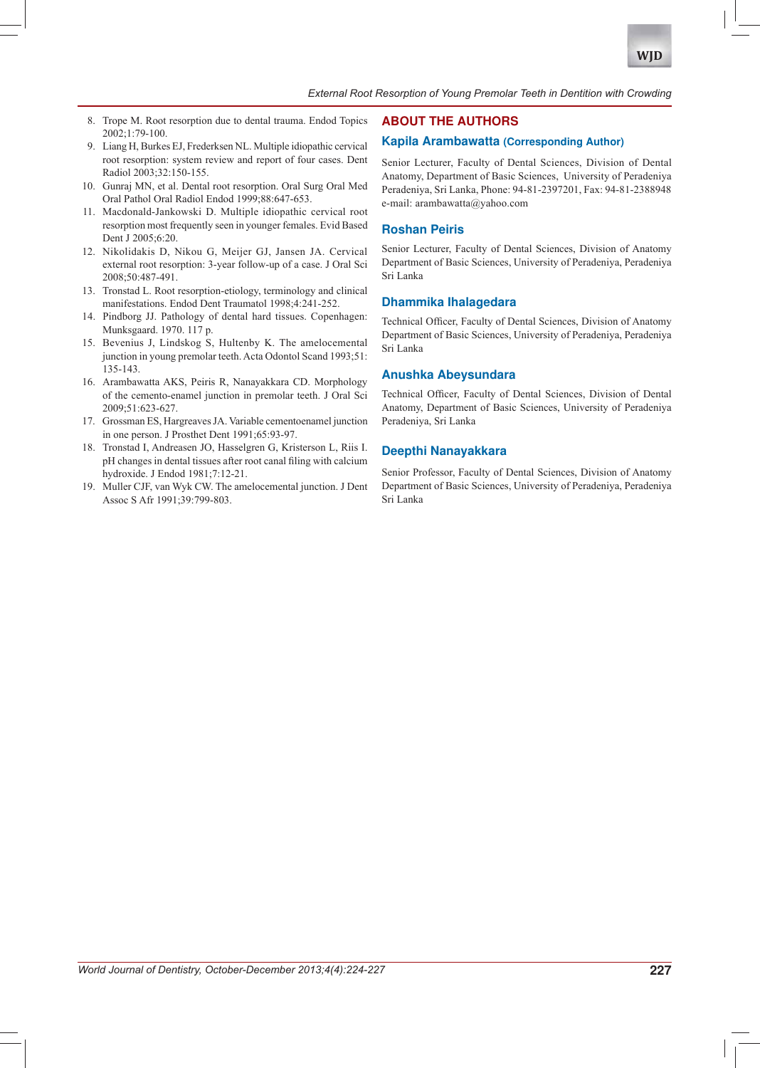8. Trope M. Root resorption due to dental trauma. Endod Topics 2002;1:79-100.
9. Liang H, Burkes EJ, Frederksen NL. Multiple idiopathic cervical root resorption: system review and report of four cases. Dent Radiol 2003;32:150-155.
10. Gunraj MN, et al. Dental root resorption. Oral Surg Oral Med Oral Pathol Oral Radiol Endod 1999;88:647-653.
11. Macdonald-Jankowski D. Multiple idiopathic cervical root resorption most frequently seen in younger females. Evid Based Dent J 2005;6:20.
12. Nikolidakis D, Nikou G, Meijer GJ, Jansen JA. Cervical external root resorption: 3-year follow-up of a case. J Oral Sci 2008;50:487-491.
13. Tronstad L. Root resorption-etiology, terminology and clinical manifestations. Endod Dent Traumatol 1998;4:241-252.
14. Pindborg JJ. Pathology of dental hard tissues. Copenhagen: Munksgaard. 1970. 117 p.
15. Bevenius J, Lindskog S, Hultenby K. The amelocemental junction in young premolar teeth. Acta Odontol Scand 1993;51:135-143.
16. Arambawatta AKS, Peiris R, Nanayakkara CD. Morphology of the cemento-enamel junction in premolar teeth. J Oral Sci 2009;51:623-627.
17. Grossman ES, Hargreaves JA. Variable cementoenamel junction in one person. J Prosthet Dent 1991;65:93-97.
18. Tronstad I, Andreasen JO, Hasselgren G, Kristerson L, Riis I. pH changes in dental tissues after root canal filing with calcium hydroxide. J Endod 1981;7:12-21.
19. Muller CJF, van Wyk CW. The amelocemental junction. J Dent Assoc S Afr 1991;39:799-803.

## ABOUT THE AUTHORS

### Kapila Arambawatta (Corresponding Author)

Senior Lecturer, Faculty of Dental Sciences, Division of Dental Anatomy, Department of Basic Sciences, University of Peradeniya Peradeniya, Sri Lanka, Phone: 94-81-2397201, Fax: 94-81-2388948 e-mail: arambawatta@yahoo.com

### Roshan Peiris

Senior Lecturer, Faculty of Dental Sciences, Division of Anatomy Department of Basic Sciences, University of Peradeniya, Peradeniya Sri Lanka

### Dhammika Ihalagedara

Technical Officer, Faculty of Dental Sciences, Division of Anatomy Department of Basic Sciences, University of Peradeniya, Peradeniya Sri Lanka

### Anushka Abeysundara

Technical Officer, Faculty of Dental Sciences, Division of Dental Anatomy, Department of Basic Sciences, University of Peradeniya Peradeniya, Sri Lanka

### Deepthi Nanayakkara

Senior Professor, Faculty of Dental Sciences, Division of Anatomy Department of Basic Sciences, University of Peradeniya, Peradeniya Sri Lanka